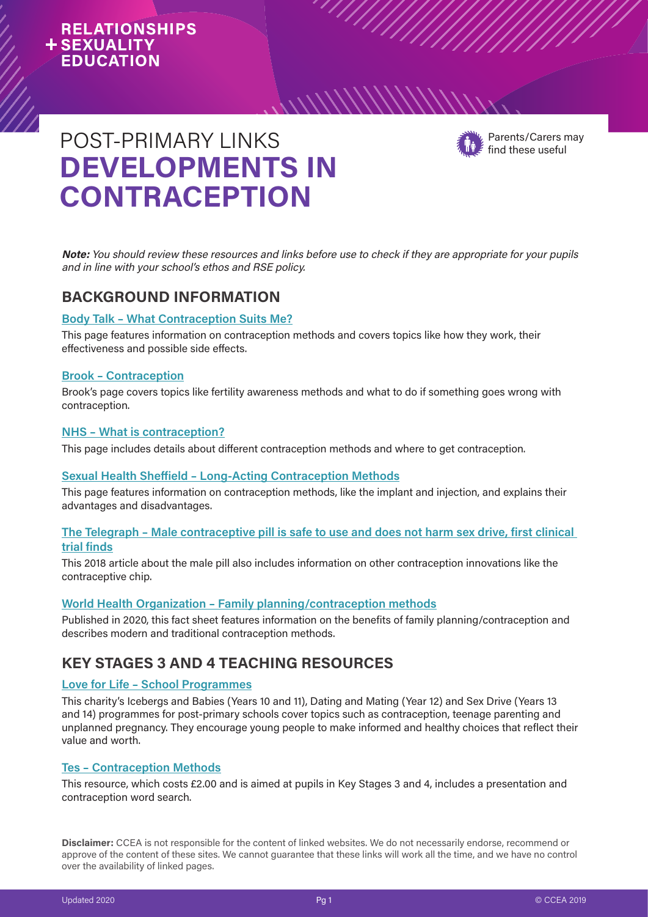RELATIONSHIPS
+ SEXUALITY
EDUCATION

# POST-PRIMARY LINKS
# DEVELOPMENTS IN CONTRACEPTION

Parents/Carers may find these useful

***Note:*** *You should review these resources and links before use to check if they are appropriate for your pupils and in line with your school's ethos and RSE policy.*

## BACKGROUND INFORMATION

### Body Talk – What Contraception Suits Me?

This page features information on contraception methods and covers topics like how they work, their effectiveness and possible side effects.

### Brook – Contraception

Brook's page covers topics like fertility awareness methods and what to do if something goes wrong with contraception.

### NHS – What is contraception?

This page includes details about different contraception methods and where to get contraception.

### Sexual Health Sheffield – Long-Acting Contraception Methods

This page features information on contraception methods, like the implant and injection, and explains their advantages and disadvantages.

### The Telegraph – Male contraceptive pill is safe to use and does not harm sex drive, first clinical trial finds

This 2018 article about the male pill also includes information on other contraception innovations like the contraceptive chip.

### World Health Organization – Family planning/contraception methods

Published in 2020, this fact sheet features information on the benefits of family planning/contraception and describes modern and traditional contraception methods.

## KEY STAGES 3 AND 4 TEACHING RESOURCES

### Love for Life – School Programmes

This charity's Icebergs and Babies (Years 10 and 11), Dating and Mating (Year 12) and Sex Drive (Years 13 and 14) programmes for post-primary schools cover topics such as contraception, teenage parenting and unplanned pregnancy. They encourage young people to make informed and healthy choices that reflect their value and worth.

### Tes – Contraception Methods

This resource, which costs £2.00 and is aimed at pupils in Key Stages 3 and 4, includes a presentation and contraception word search.

**Disclaimer:** CCEA is not responsible for the content of linked websites. We do not necessarily endorse, recommend or approve of the content of these sites. We cannot guarantee that these links will work all the time, and we have no control over the availability of linked pages.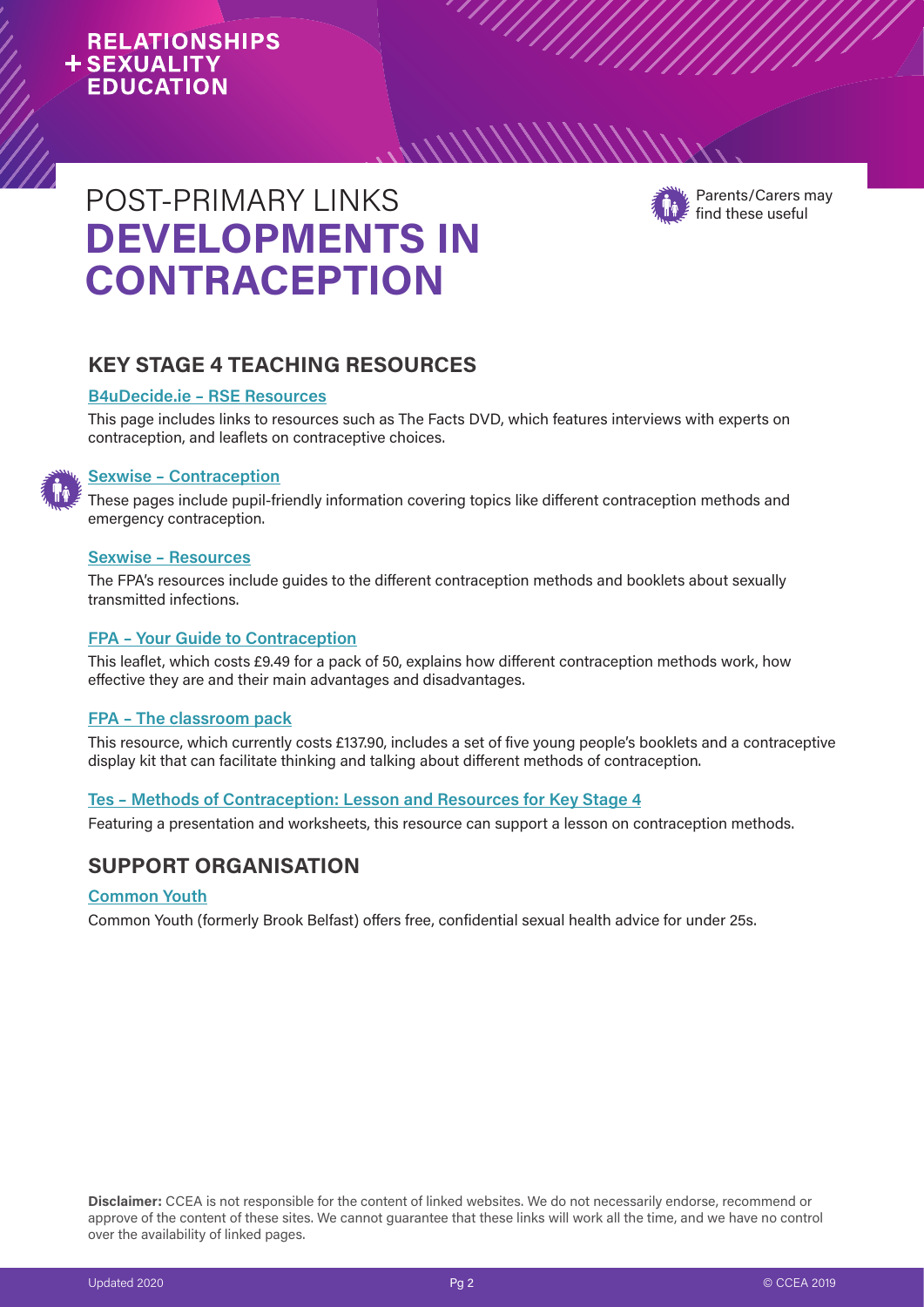RELATIONSHIPS
+ SEXUALITY
EDUCATION

# POST-PRIMARY LINKS
# DEVELOPMENTS IN CONTRACEPTION

Parents/Carers may find these useful

## KEY STAGE 4 TEACHING RESOURCES

**B4uDecide.ie – RSE Resources**

This page includes links to resources such as The Facts DVD, which features interviews with experts on contraception, and leaflets on contraceptive choices.

**Sexwise – Contraception**

These pages include pupil-friendly information covering topics like different contraception methods and emergency contraception.

**Sexwise – Resources**

The FPA's resources include guides to the different contraception methods and booklets about sexually transmitted infections.

**FPA – Your Guide to Contraception**

This leaflet, which costs £9.49 for a pack of 50, explains how different contraception methods work, how effective they are and their main advantages and disadvantages.

**FPA – The classroom pack**

This resource, which currently costs £137.90, includes a set of five young people's booklets and a contraceptive display kit that can facilitate thinking and talking about different methods of contraception.

**Tes – Methods of Contraception: Lesson and Resources for Key Stage 4**

Featuring a presentation and worksheets, this resource can support a lesson on contraception methods.

## SUPPORT ORGANISATION

**Common Youth**

Common Youth (formerly Brook Belfast) offers free, confidential sexual health advice for under 25s.

**Disclaimer:** CCEA is not responsible for the content of linked websites. We do not necessarily endorse, recommend or approve of the content of these sites. We cannot guarantee that these links will work all the time, and we have no control over the availability of linked pages.

Updated 2020

© CCEA 2019